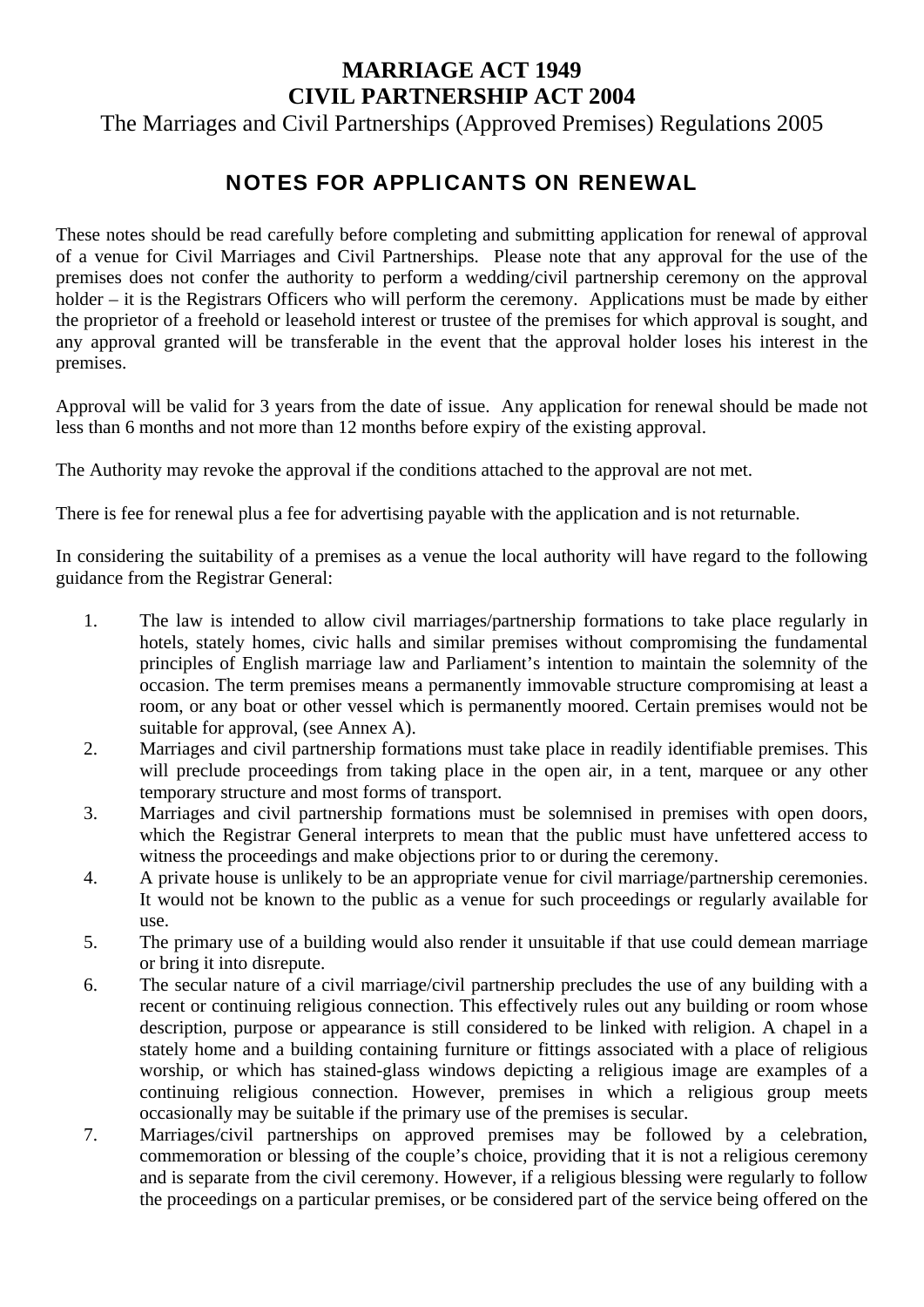# MARRIAGE ACT 1949
# CIVIL PARTNERSHIP ACT 2004

The Marriages and Civil Partnerships (Approved Premises) Regulations 2005

## NOTES FOR APPLICANTS ON RENEWAL

These notes should be read carefully before completing and submitting application for renewal of approval of a venue for Civil Marriages and Civil Partnerships. Please note that any approval for the use of the premises does not confer the authority to perform a wedding/civil partnership ceremony on the approval holder – it is the Registrars Officers who will perform the ceremony. Applications must be made by either the proprietor of a freehold or leasehold interest or trustee of the premises for which approval is sought, and any approval granted will be transferable in the event that the approval holder loses his interest in the premises.

Approval will be valid for 3 years from the date of issue. Any application for renewal should be made not less than 6 months and not more than 12 months before expiry of the existing approval.

The Authority may revoke the approval if the conditions attached to the approval are not met.

There is fee for renewal plus a fee for advertising payable with the application and is not returnable.

In considering the suitability of a premises as a venue the local authority will have regard to the following guidance from the Registrar General:

1. The law is intended to allow civil marriages/partnership formations to take place regularly in hotels, stately homes, civic halls and similar premises without compromising the fundamental principles of English marriage law and Parliament's intention to maintain the solemnity of the occasion. The term premises means a permanently immovable structure compromising at least a room, or any boat or other vessel which is permanently moored. Certain premises would not be suitable for approval, (see Annex A).
2. Marriages and civil partnership formations must take place in readily identifiable premises. This will preclude proceedings from taking place in the open air, in a tent, marquee or any other temporary structure and most forms of transport.
3. Marriages and civil partnership formations must be solemnised in premises with open doors, which the Registrar General interprets to mean that the public must have unfettered access to witness the proceedings and make objections prior to or during the ceremony.
4. A private house is unlikely to be an appropriate venue for civil marriage/partnership ceremonies. It would not be known to the public as a venue for such proceedings or regularly available for use.
5. The primary use of a building would also render it unsuitable if that use could demean marriage or bring it into disrepute.
6. The secular nature of a civil marriage/civil partnership precludes the use of any building with a recent or continuing religious connection. This effectively rules out any building or room whose description, purpose or appearance is still considered to be linked with religion. A chapel in a stately home and a building containing furniture or fittings associated with a place of religious worship, or which has stained-glass windows depicting a religious image are examples of a continuing religious connection. However, premises in which a religious group meets occasionally may be suitable if the primary use of the premises is secular.
7. Marriages/civil partnerships on approved premises may be followed by a celebration, commemoration or blessing of the couple's choice, providing that it is not a religious ceremony and is separate from the civil ceremony. However, if a religious blessing were regularly to follow the proceedings on a particular premises, or be considered part of the service being offered on the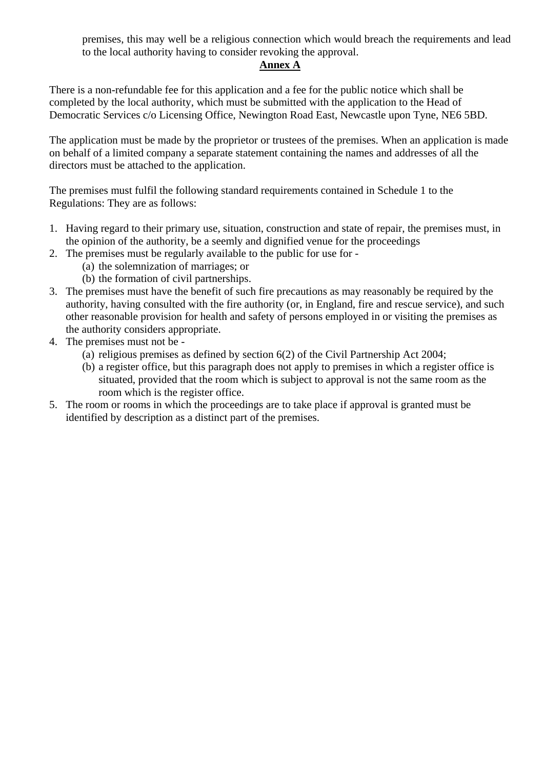premises, this may well be a religious connection which would breach the requirements and lead to the local authority having to consider revoking the approval.

## **Annex A**

There is a non-refundable fee for this application and a fee for the public notice which shall be completed by the local authority, which must be submitted with the application to the Head of Democratic Services c/o Licensing Office, Newington Road East, Newcastle upon Tyne, NE6 5BD.

The application must be made by the proprietor or trustees of the premises. When an application is made on behalf of a limited company a separate statement containing the names and addresses of all the directors must be attached to the application.

The premises must fulfil the following standard requirements contained in Schedule 1 to the Regulations: They are as follows:

1. Having regard to their primary use, situation, construction and state of repair, the premises must, in the opinion of the authority, be a seemly and dignified venue for the proceedings
2. The premises must be regularly available to the public for use for -
   (a) the solemnization of marriages; or
   (b) the formation of civil partnerships.
3. The premises must have the benefit of such fire precautions as may reasonably be required by the authority, having consulted with the fire authority (or, in England, fire and rescue service), and such other reasonable provision for health and safety of persons employed in or visiting the premises as the authority considers appropriate.
4. The premises must not be -
   (a) religious premises as defined by section 6(2) of the Civil Partnership Act 2004;
   (b) a register office, but this paragraph does not apply to premises in which a register office is situated, provided that the room which is subject to approval is not the same room as the room which is the register office.
5. The room or rooms in which the proceedings are to take place if approval is granted must be identified by description as a distinct part of the premises.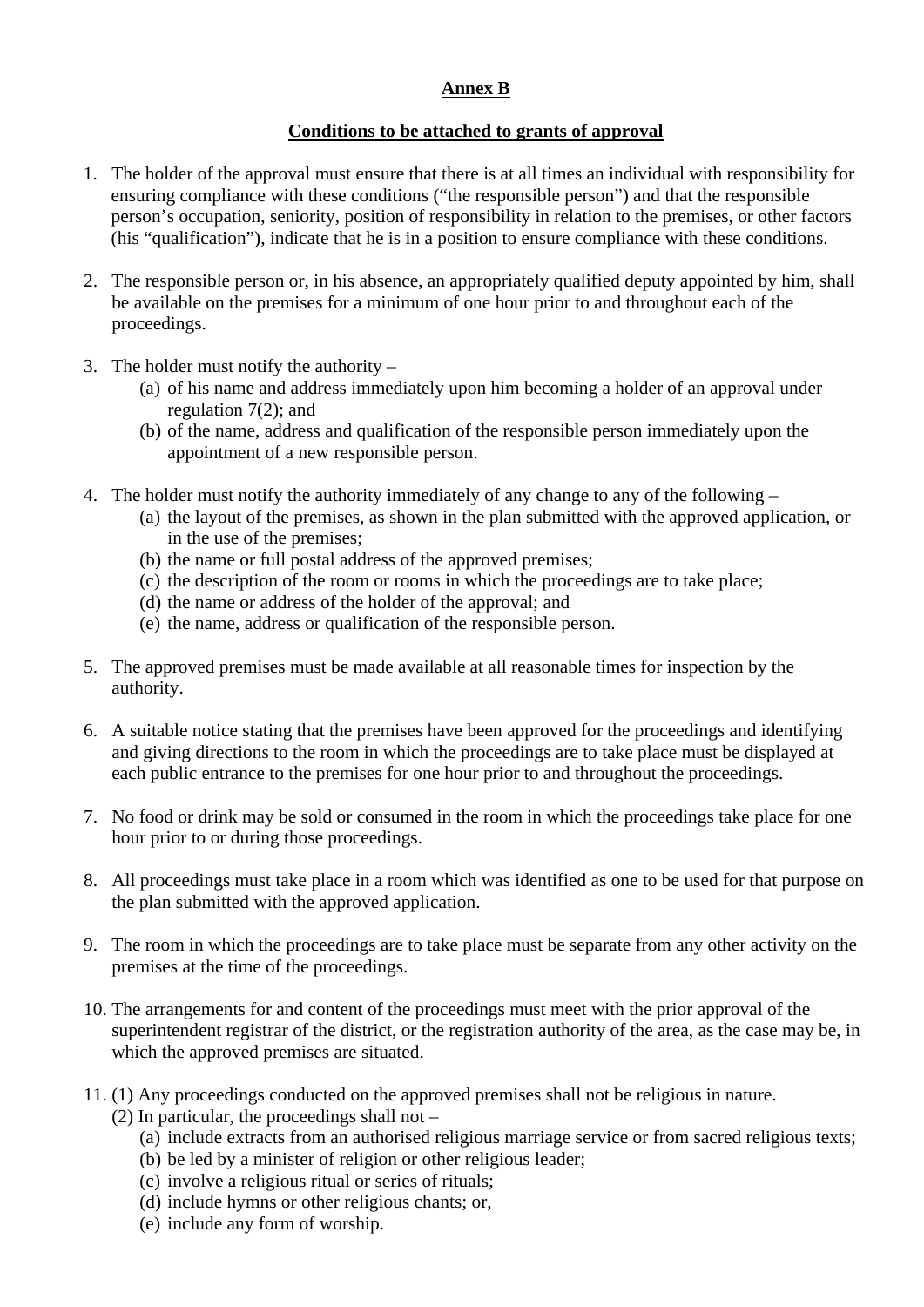**Annex B**

**Conditions to be attached to grants of approval**

1. The holder of the approval must ensure that there is at all times an individual with responsibility for ensuring compliance with these conditions ("the responsible person") and that the responsible person's occupation, seniority, position of responsibility in relation to the premises, or other factors (his "qualification"), indicate that he is in a position to ensure compliance with these conditions.

2. The responsible person or, in his absence, an appropriately qualified deputy appointed by him, shall be available on the premises for a minimum of one hour prior to and throughout each of the proceedings.

3. The holder must notify the authority –
   (a) of his name and address immediately upon him becoming a holder of an approval under regulation 7(2); and
   (b) of the name, address and qualification of the responsible person immediately upon the appointment of a new responsible person.

4. The holder must notify the authority immediately of any change to any of the following –
   (a) the layout of the premises, as shown in the plan submitted with the approved application, or in the use of the premises;
   (b) the name or full postal address of the approved premises;
   (c) the description of the room or rooms in which the proceedings are to take place;
   (d) the name or address of the holder of the approval; and
   (e) the name, address or qualification of the responsible person.

5. The approved premises must be made available at all reasonable times for inspection by the authority.

6. A suitable notice stating that the premises have been approved for the proceedings and identifying and giving directions to the room in which the proceedings are to take place must be displayed at each public entrance to the premises for one hour prior to and throughout the proceedings.

7. No food or drink may be sold or consumed in the room in which the proceedings take place for one hour prior to or during those proceedings.

8. All proceedings must take place in a room which was identified as one to be used for that purpose on the plan submitted with the approved application.

9. The room in which the proceedings are to take place must be separate from any other activity on the premises at the time of the proceedings.

10. The arrangements for and content of the proceedings must meet with the prior approval of the superintendent registrar of the district, or the registration authority of the area, as the case may be, in which the approved premises are situated.

11. (1) Any proceedings conducted on the approved premises shall not be religious in nature.
    (2) In particular, the proceedings shall not –
    (a) include extracts from an authorised religious marriage service or from sacred religious texts;
    (b) be led by a minister of religion or other religious leader;
    (c) involve a religious ritual or series of rituals;
    (d) include hymns or other religious chants; or,
    (e) include any form of worship.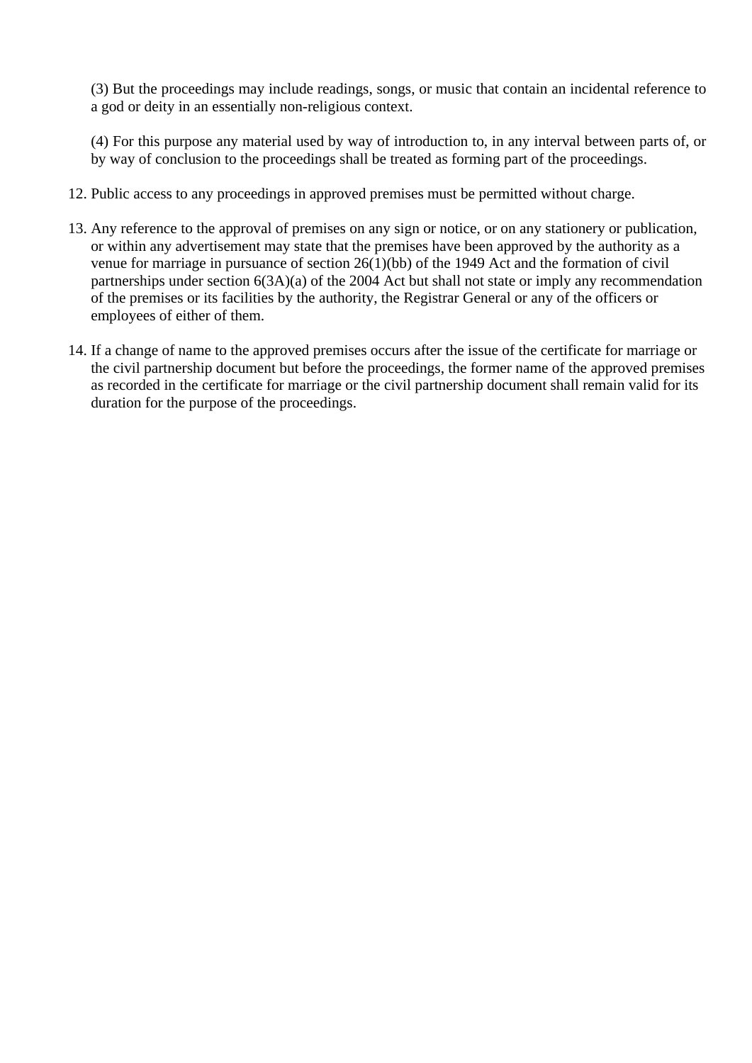(3) But the proceedings may include readings, songs, or music that contain an incidental reference to a god or deity in an essentially non-religious context.

(4) For this purpose any material used by way of introduction to, in any interval between parts of, or by way of conclusion to the proceedings shall be treated as forming part of the proceedings.

12. Public access to any proceedings in approved premises must be permitted without charge.

13. Any reference to the approval of premises on any sign or notice, or on any stationery or publication, or within any advertisement may state that the premises have been approved by the authority as a venue for marriage in pursuance of section 26(1)(bb) of the 1949 Act and the formation of civil partnerships under section 6(3A)(a) of the 2004 Act but shall not state or imply any recommendation of the premises or its facilities by the authority, the Registrar General or any of the officers or employees of either of them.

14. If a change of name to the approved premises occurs after the issue of the certificate for marriage or the civil partnership document but before the proceedings, the former name of the approved premises as recorded in the certificate for marriage or the civil partnership document shall remain valid for its duration for the purpose of the proceedings.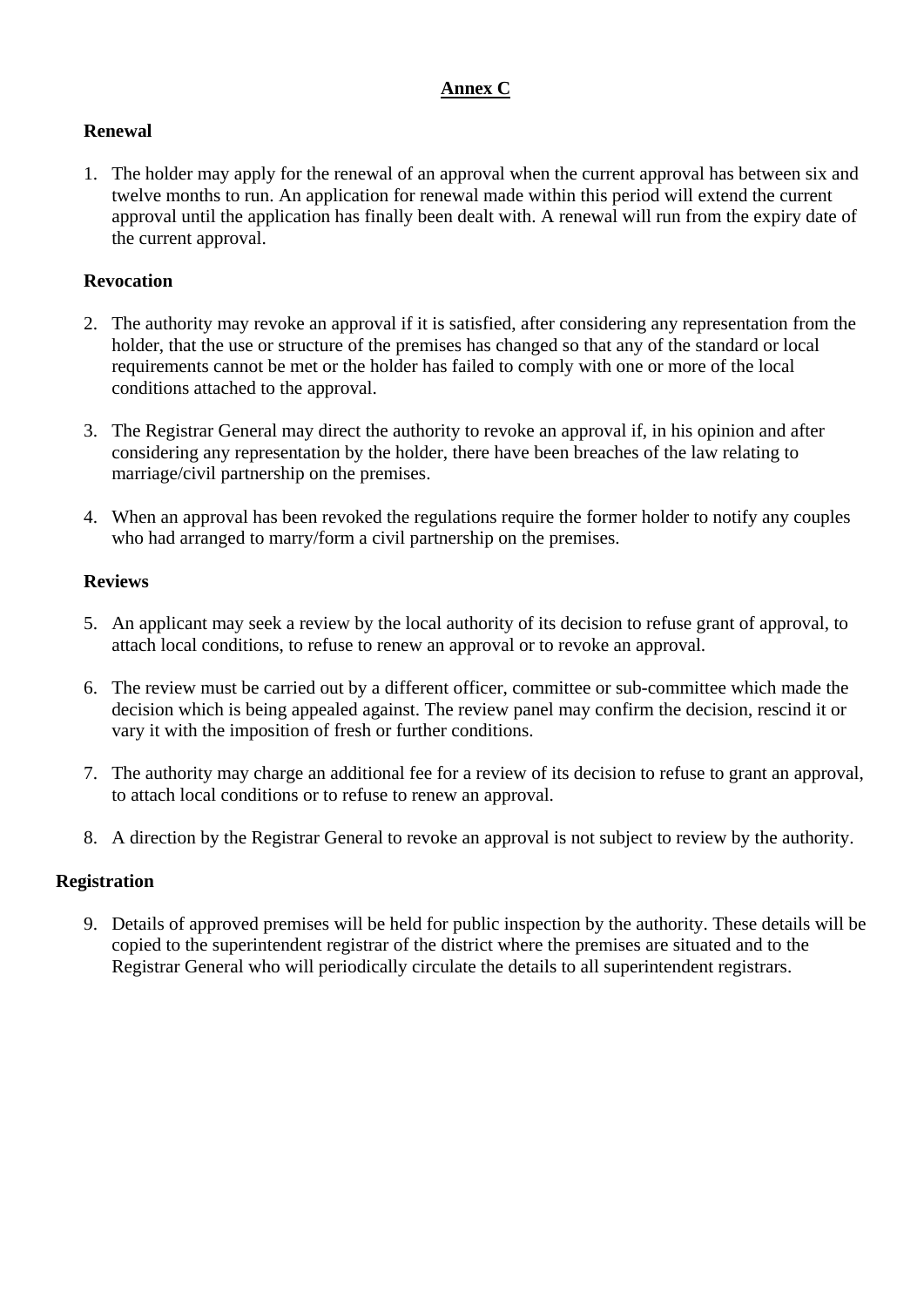## Annex C

### Renewal

1. The holder may apply for the renewal of an approval when the current approval has between six and twelve months to run. An application for renewal made within this period will extend the current approval until the application has finally been dealt with. A renewal will run from the expiry date of the current approval.

### Revocation

2. The authority may revoke an approval if it is satisfied, after considering any representation from the holder, that the use or structure of the premises has changed so that any of the standard or local requirements cannot be met or the holder has failed to comply with one or more of the local conditions attached to the approval.

3. The Registrar General may direct the authority to revoke an approval if, in his opinion and after considering any representation by the holder, there have been breaches of the law relating to marriage/civil partnership on the premises.

4. When an approval has been revoked the regulations require the former holder to notify any couples who had arranged to marry/form a civil partnership on the premises.

### Reviews

5. An applicant may seek a review by the local authority of its decision to refuse grant of approval, to attach local conditions, to refuse to renew an approval or to revoke an approval.

6. The review must be carried out by a different officer, committee or sub-committee which made the decision which is being appealed against. The review panel may confirm the decision, rescind it or vary it with the imposition of fresh or further conditions.

7. The authority may charge an additional fee for a review of its decision to refuse to grant an approval, to attach local conditions or to refuse to renew an approval.

8. A direction by the Registrar General to revoke an approval is not subject to review by the authority.

### Registration

9. Details of approved premises will be held for public inspection by the authority. These details will be copied to the superintendent registrar of the district where the premises are situated and to the Registrar General who will periodically circulate the details to all superintendent registrars.